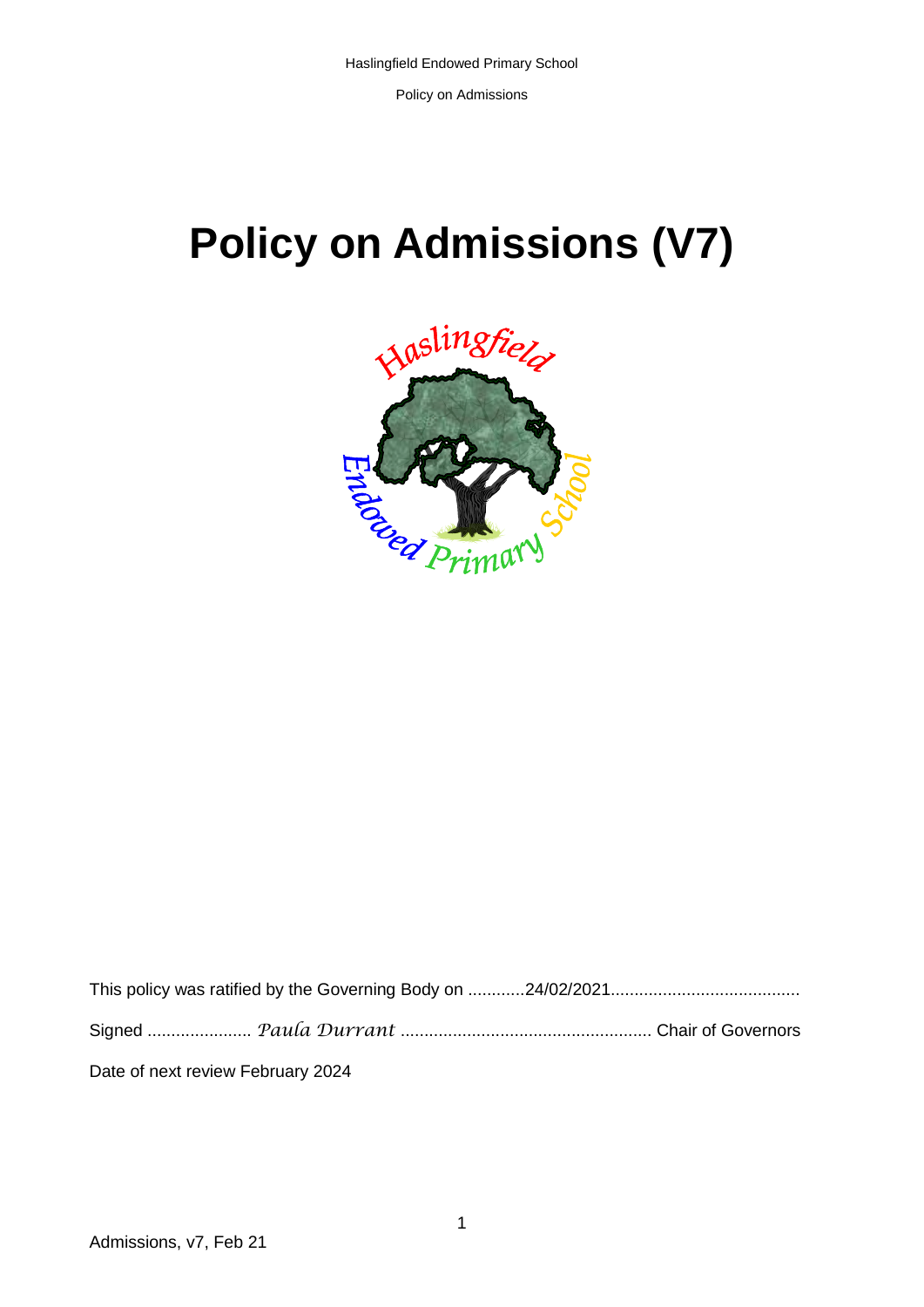# Policy on Admissions (V7)

This policy was ratified by the Governing Body on ............24/02/2021.......................................

Signed ...................... *Paula Durrant* .................................................... Chair of Governors

Date of next review February 2024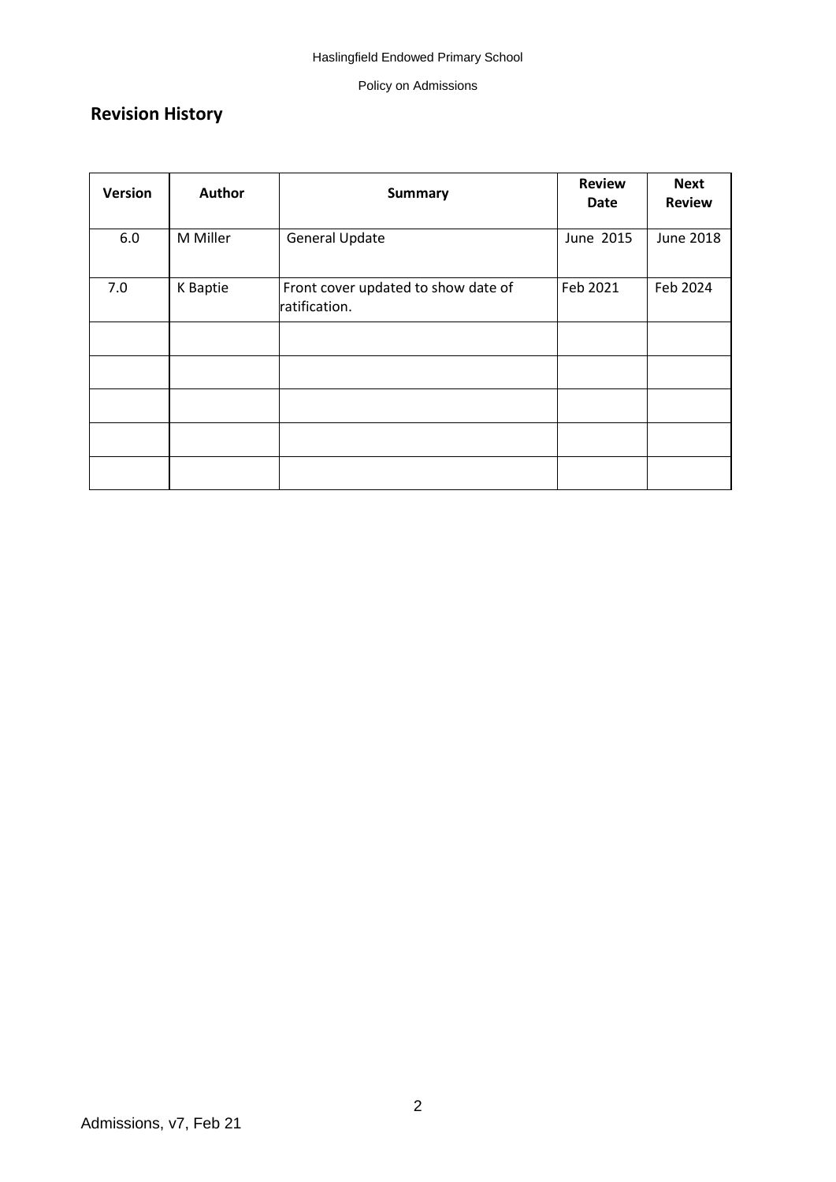## Revision History

| Version | Author | Summary | Review Date | Next Review |
|---|---|---|---|---|
| 6.0 | M Miller | General Update | June 2015 | June 2018 |
| 7.0 | K Baptie | Front cover updated to show date of ratification. | Feb 2021 | Feb 2024 |
| | | | | |
| | | | | |
| | | | | |
| | | | | |
| | | | | |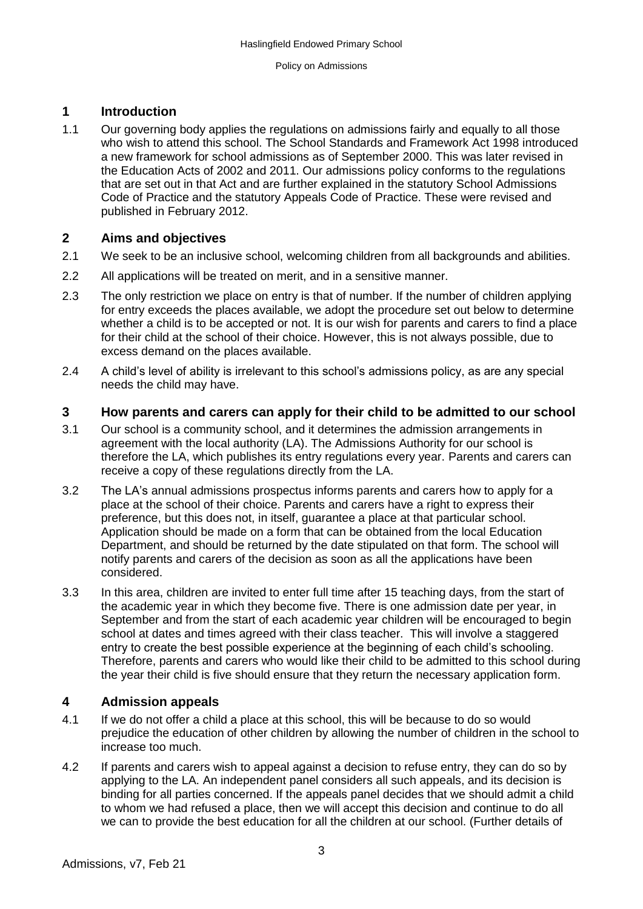## 1 Introduction

1.1 Our governing body applies the regulations on admissions fairly and equally to all those who wish to attend this school. The School Standards and Framework Act 1998 introduced a new framework for school admissions as of September 2000. This was later revised in the Education Acts of 2002 and 2011. Our admissions policy conforms to the regulations that are set out in that Act and are further explained in the statutory School Admissions Code of Practice and the statutory Appeals Code of Practice. These were revised and published in February 2012.

## 2 Aims and objectives

2.1 We seek to be an inclusive school, welcoming children from all backgrounds and abilities.

2.2 All applications will be treated on merit, and in a sensitive manner.

2.3 The only restriction we place on entry is that of number. If the number of children applying for entry exceeds the places available, we adopt the procedure set out below to determine whether a child is to be accepted or not. It is our wish for parents and carers to find a place for their child at the school of their choice. However, this is not always possible, due to excess demand on the places available.

2.4 A child's level of ability is irrelevant to this school's admissions policy, as are any special needs the child may have.

## 3 How parents and carers can apply for their child to be admitted to our school

3.1 Our school is a community school, and it determines the admission arrangements in agreement with the local authority (LA). The Admissions Authority for our school is therefore the LA, which publishes its entry regulations every year. Parents and carers can receive a copy of these regulations directly from the LA.

3.2 The LA's annual admissions prospectus informs parents and carers how to apply for a place at the school of their choice. Parents and carers have a right to express their preference, but this does not, in itself, guarantee a place at that particular school. Application should be made on a form that can be obtained from the local Education Department, and should be returned by the date stipulated on that form. The school will notify parents and carers of the decision as soon as all the applications have been considered.

3.3 In this area, children are invited to enter full time after 15 teaching days, from the start of the academic year in which they become five. There is one admission date per year, in September and from the start of each academic year children will be encouraged to begin school at dates and times agreed with their class teacher. This will involve a staggered entry to create the best possible experience at the beginning of each child's schooling. Therefore, parents and carers who would like their child to be admitted to this school during the year their child is five should ensure that they return the necessary application form.

## 4 Admission appeals

4.1 If we do not offer a child a place at this school, this will be because to do so would prejudice the education of other children by allowing the number of children in the school to increase too much.

4.2 If parents and carers wish to appeal against a decision to refuse entry, they can do so by applying to the LA. An independent panel considers all such appeals, and its decision is binding for all parties concerned. If the appeals panel decides that we should admit a child to whom we had refused a place, then we will accept this decision and continue to do all we can to provide the best education for all the children at our school. (Further details of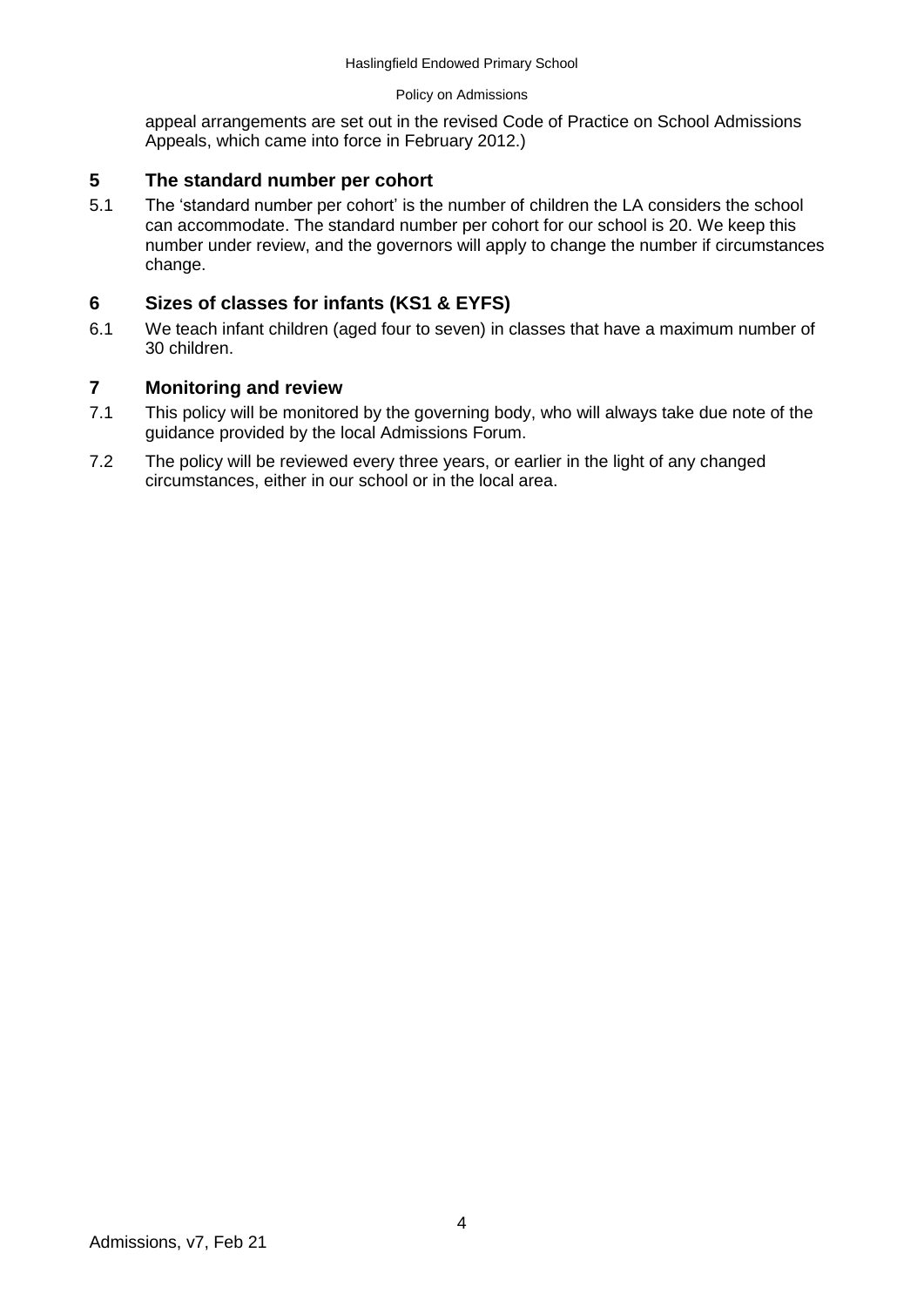appeal arrangements are set out in the revised Code of Practice on School Admissions Appeals, which came into force in February 2012.)

## 5 The standard number per cohort

5.1 The 'standard number per cohort' is the number of children the LA considers the school can accommodate. The standard number per cohort for our school is 20. We keep this number under review, and the governors will apply to change the number if circumstances change.

## 6 Sizes of classes for infants (KS1 & EYFS)

6.1 We teach infant children (aged four to seven) in classes that have a maximum number of 30 children.

## 7 Monitoring and review

7.1 This policy will be monitored by the governing body, who will always take due note of the guidance provided by the local Admissions Forum.

7.2 The policy will be reviewed every three years, or earlier in the light of any changed circumstances, either in our school or in the local area.